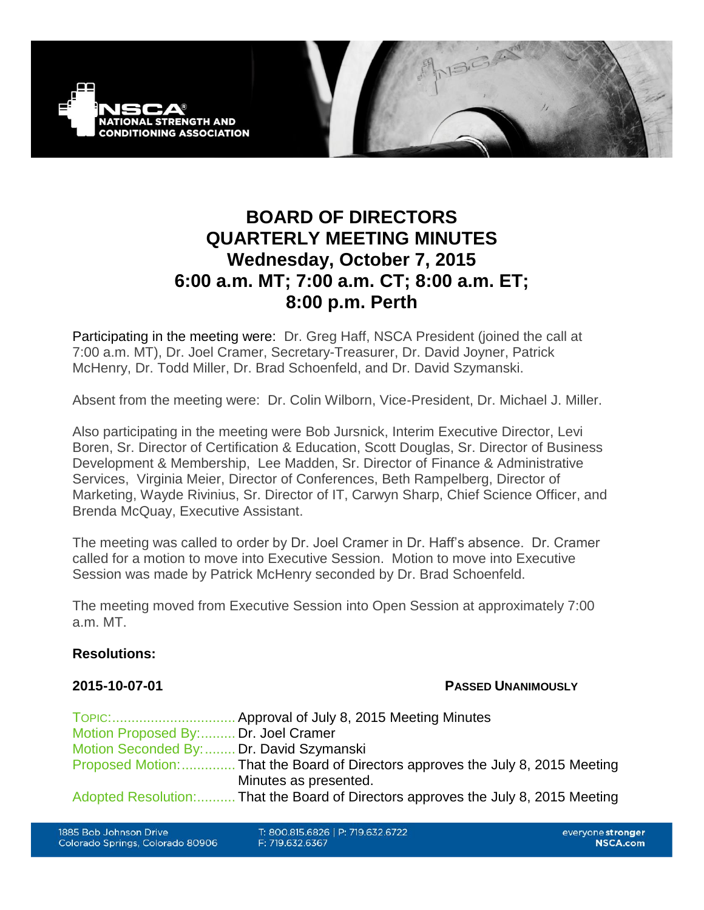# BOARD OF DIRECTORS
# QUARTERLY MEETING MINUTES
## Wednesday, October 7, 2015
## 6:00 a.m. MT; 7:00 a.m. CT; 8:00 a.m. ET; 8:00 p.m. Perth

Participating in the meeting were: Dr. Greg Haff, NSCA President (joined the call at 7:00 a.m. MT), Dr. Joel Cramer, Secretary-Treasurer, Dr. David Joyner, Patrick McHenry, Dr. Todd Miller, Dr. Brad Schoenfeld, and Dr. David Szymanski.

Absent from the meeting were: Dr. Colin Wilborn, Vice-President, Dr. Michael J. Miller.

Also participating in the meeting were Bob Jursnick, Interim Executive Director, Levi Boren, Sr. Director of Certification & Education, Scott Douglas, Sr. Director of Business Development & Membership, Lee Madden, Sr. Director of Finance & Administrative Services, Virginia Meier, Director of Conferences, Beth Rampelberg, Director of Marketing, Wayde Rivinius, Sr. Director of IT, Carwyn Sharp, Chief Science Officer, and Brenda McQuay, Executive Assistant.

The meeting was called to order by Dr. Joel Cramer in Dr. Haff's absence. Dr. Cramer called for a motion to move into Executive Session. Motion to move into Executive Session was made by Patrick McHenry seconded by Dr. Brad Schoenfeld.

The meeting moved from Executive Session into Open Session at approximately 7:00 a.m. MT.

**Resolutions:**

**2015-10-07-01** **PASSED UNANIMOUSLY**

TOPIC:................................ Approval of July 8, 2015 Meeting Minutes
Motion Proposed By:......... Dr. Joel Cramer
Motion Seconded By:........ Dr. David Szymanski
Proposed Motion:.............. That the Board of Directors approves the July 8, 2015 Meeting Minutes as presented.
Adopted Resolution:.......... That the Board of Directors approves the July 8, 2015 Meeting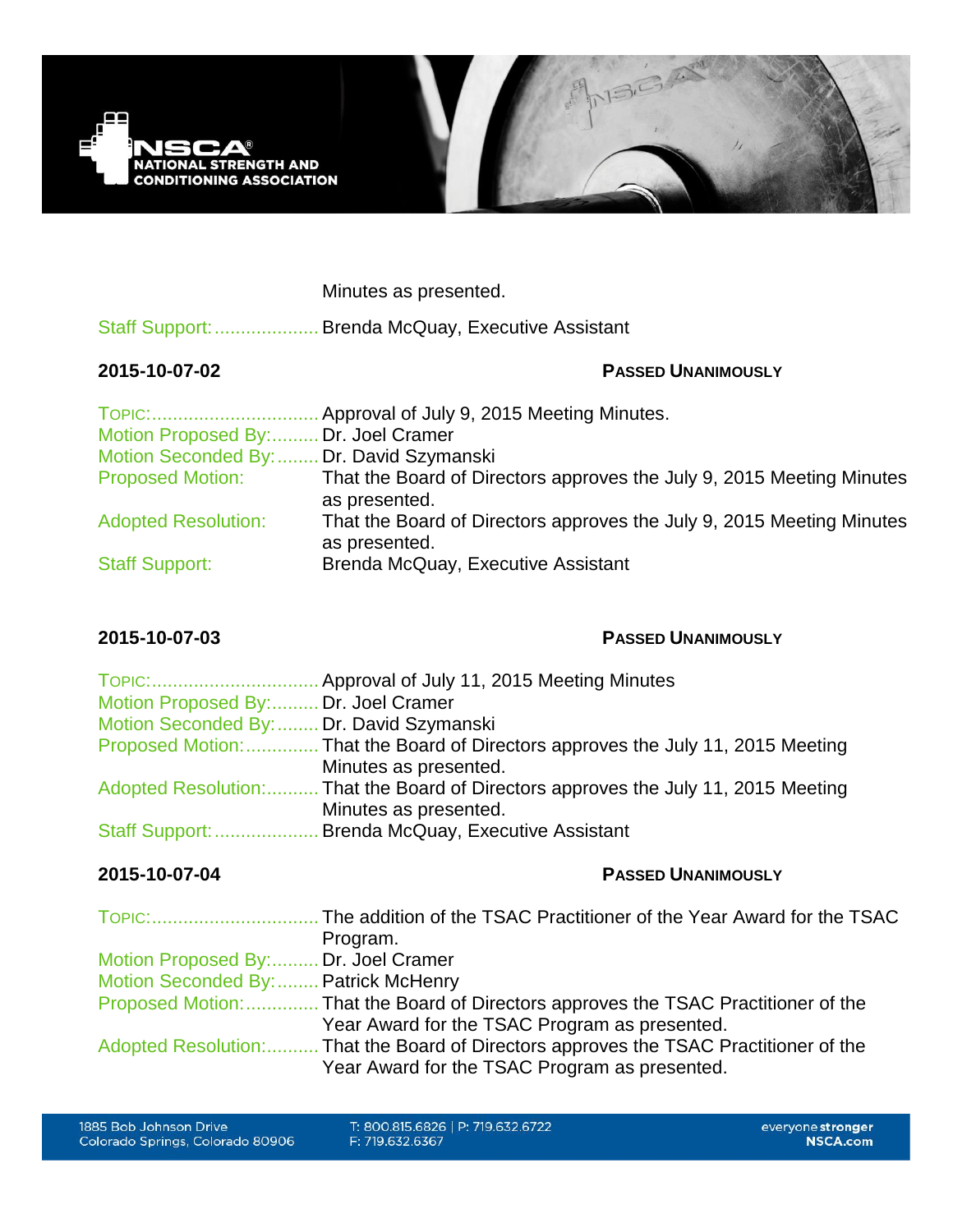Minutes as presented.

Staff Support:.................... Brenda McQuay, Executive Assistant

**2015-10-07-02** **PASSED UNANIMOUSLY**

TOPIC:................................ Approval of July 9, 2015 Meeting Minutes.
Motion Proposed By:......... Dr. Joel Cramer
Motion Seconded By:........ Dr. David Szymanski
Proposed Motion: That the Board of Directors approves the July 9, 2015 Meeting Minutes as presented.
Adopted Resolution: That the Board of Directors approves the July 9, 2015 Meeting Minutes as presented.
Staff Support: Brenda McQuay, Executive Assistant

**2015-10-07-03** **PASSED UNANIMOUSLY**

TOPIC:................................ Approval of July 11, 2015 Meeting Minutes
Motion Proposed By:......... Dr. Joel Cramer
Motion Seconded By:........ Dr. David Szymanski
Proposed Motion:.............. That the Board of Directors approves the July 11, 2015 Meeting Minutes as presented.
Adopted Resolution:.......... That the Board of Directors approves the July 11, 2015 Meeting Minutes as presented.
Staff Support:.................... Brenda McQuay, Executive Assistant

**2015-10-07-04** **PASSED UNANIMOUSLY**

TOPIC:................................ The addition of the TSAC Practitioner of the Year Award for the TSAC Program.
Motion Proposed By:......... Dr. Joel Cramer
Motion Seconded By:........ Patrick McHenry
Proposed Motion:.............. That the Board of Directors approves the TSAC Practitioner of the Year Award for the TSAC Program as presented.
Adopted Resolution:.......... That the Board of Directors approves the TSAC Practitioner of the Year Award for the TSAC Program as presented.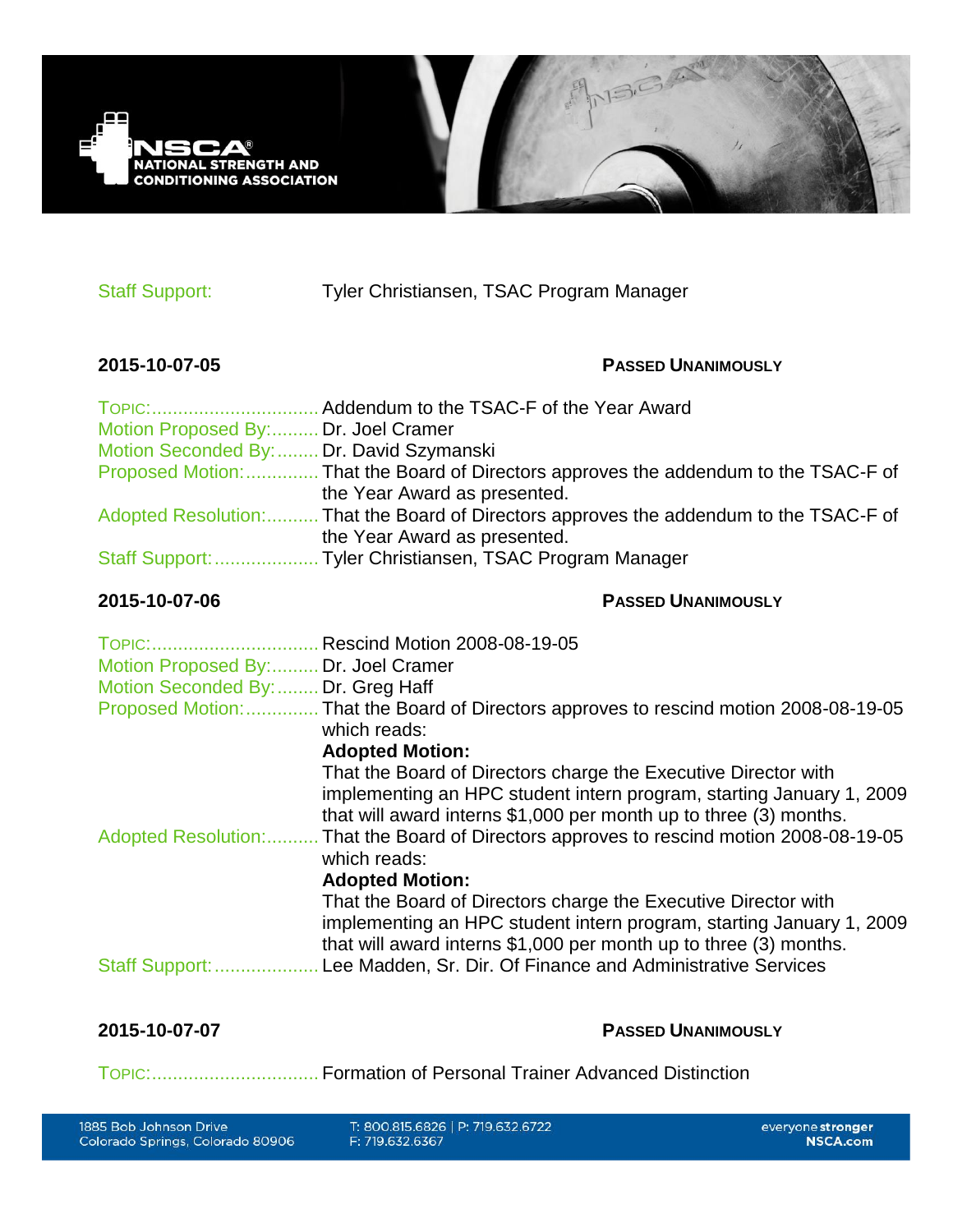Staff Support: Tyler Christiansen, TSAC Program Manager

**2015-10-07-05** **PASSED UNANIMOUSLY**

TOPIC: Addendum to the TSAC-F of the Year Award
Motion Proposed By: Dr. Joel Cramer
Motion Seconded By: Dr. David Szymanski
Proposed Motion: That the Board of Directors approves the addendum to the TSAC-F of the Year Award as presented.
Adopted Resolution: That the Board of Directors approves the addendum to the TSAC-F of the Year Award as presented.
Staff Support: Tyler Christiansen, TSAC Program Manager

**2015-10-07-06** **PASSED UNANIMOUSLY**

TOPIC: Rescind Motion 2008-08-19-05
Motion Proposed By: Dr. Joel Cramer
Motion Seconded By: Dr. Greg Haff
Proposed Motion: That the Board of Directors approves to rescind motion 2008-08-19-05 which reads:

**Adopted Motion:**
That the Board of Directors charge the Executive Director with implementing an HPC student intern program, starting January 1, 2009 that will award interns $1,000 per month up to three (3) months.

Adopted Resolution: That the Board of Directors approves to rescind motion 2008-08-19-05 which reads:

**Adopted Motion:**
That the Board of Directors charge the Executive Director with implementing an HPC student intern program, starting January 1, 2009 that will award interns $1,000 per month up to three (3) months.

Staff Support: Lee Madden, Sr. Dir. Of Finance and Administrative Services

**2015-10-07-07** **PASSED UNANIMOUSLY**

TOPIC: Formation of Personal Trainer Advanced Distinction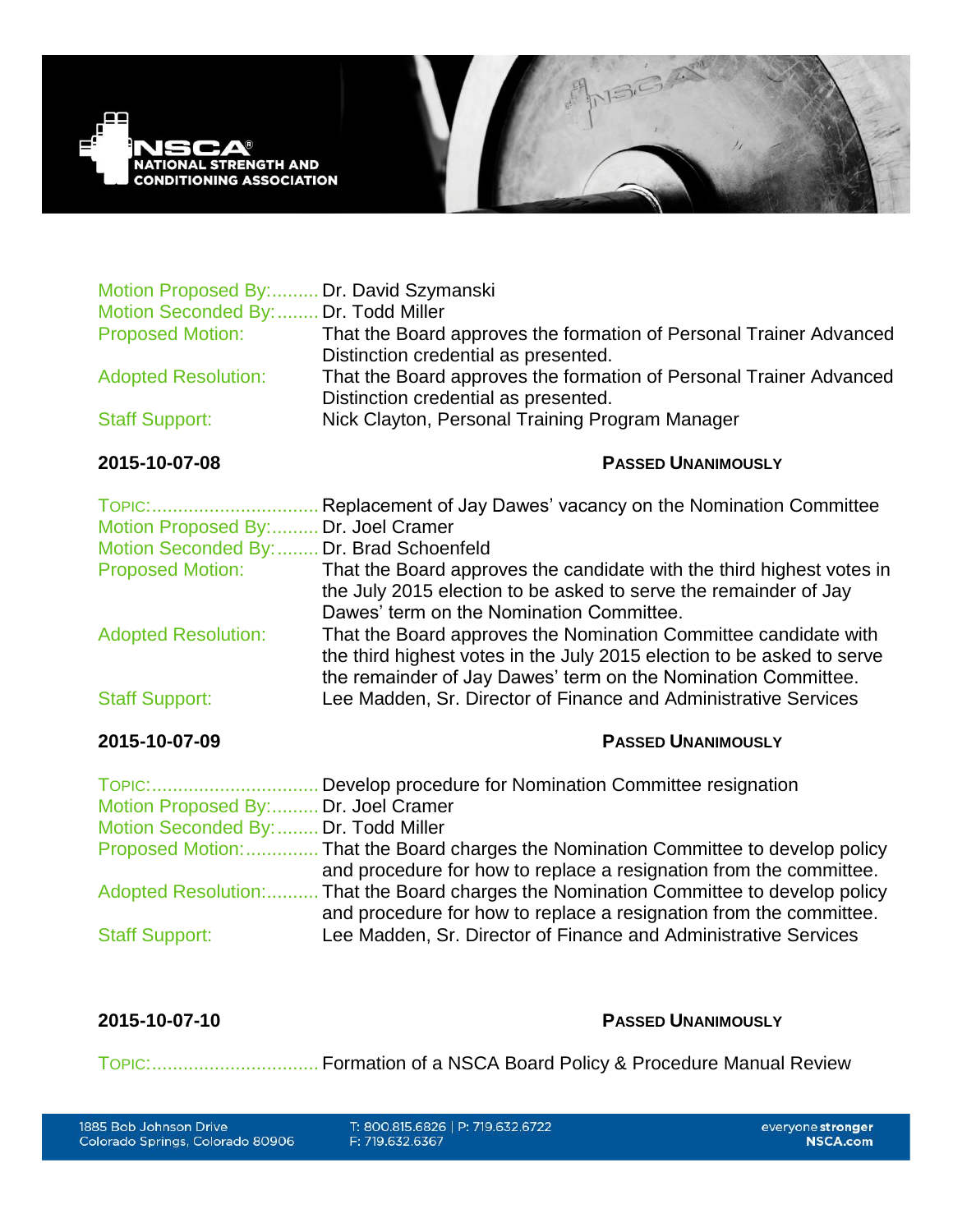Motion Proposed By:......... Dr. David Szymanski
Motion Seconded By:........ Dr. Todd Miller
Proposed Motion: That the Board approves the formation of Personal Trainer Advanced Distinction credential as presented.
Adopted Resolution: That the Board approves the formation of Personal Trainer Advanced Distinction credential as presented.
Staff Support: Nick Clayton, Personal Training Program Manager

**2015-10-07-08** **PASSED UNANIMOUSLY**

TOPIC:................................ Replacement of Jay Dawes' vacancy on the Nomination Committee
Motion Proposed By:......... Dr. Joel Cramer
Motion Seconded By:........ Dr. Brad Schoenfeld
Proposed Motion: That the Board approves the candidate with the third highest votes in the July 2015 election to be asked to serve the remainder of Jay Dawes' term on the Nomination Committee.
Adopted Resolution: That the Board approves the Nomination Committee candidate with the third highest votes in the July 2015 election to be asked to serve the remainder of Jay Dawes' term on the Nomination Committee.
Staff Support: Lee Madden, Sr. Director of Finance and Administrative Services

**2015-10-07-09** **PASSED UNANIMOUSLY**

TOPIC:................................ Develop procedure for Nomination Committee resignation
Motion Proposed By:......... Dr. Joel Cramer
Motion Seconded By:........ Dr. Todd Miller
Proposed Motion:............. That the Board charges the Nomination Committee to develop policy and procedure for how to replace a resignation from the committee.
Adopted Resolution:.......... That the Board charges the Nomination Committee to develop policy and procedure for how to replace a resignation from the committee.
Staff Support: Lee Madden, Sr. Director of Finance and Administrative Services

**2015-10-07-10** **PASSED UNANIMOUSLY**

TOPIC:................................ Formation of a NSCA Board Policy & Procedure Manual Review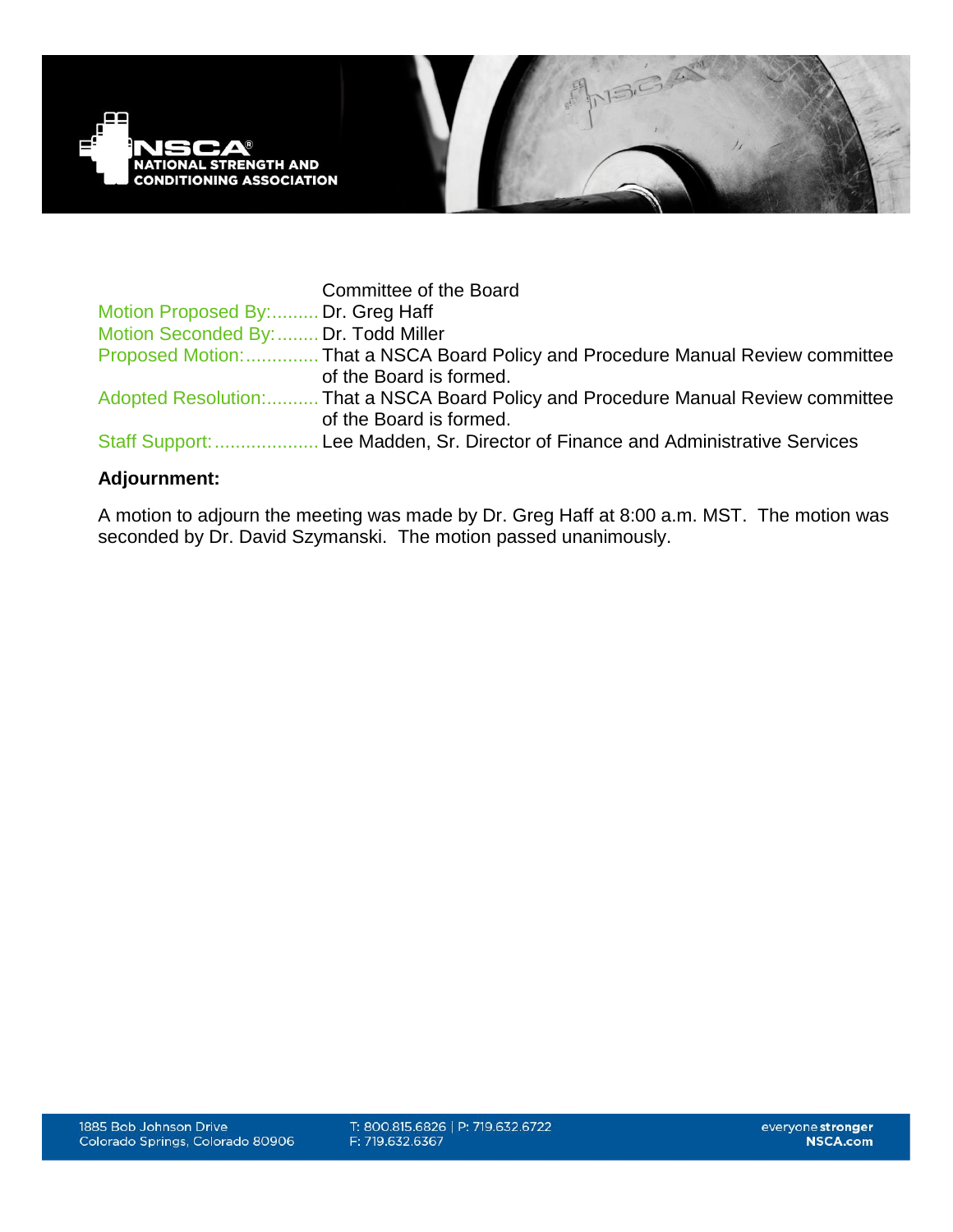Committee of the Board

Motion Proposed By:......... Dr. Greg Haff

Motion Seconded By:........ Dr. Todd Miller

Proposed Motion:.............. That a NSCA Board Policy and Procedure Manual Review committee of the Board is formed.

Adopted Resolution:.......... That a NSCA Board Policy and Procedure Manual Review committee of the Board is formed.

Staff Support:.................... Lee Madden, Sr. Director of Finance and Administrative Services

**Adjournment:**

A motion to adjourn the meeting was made by Dr. Greg Haff at 8:00 a.m. MST. The motion was seconded by Dr. David Szymanski. The motion passed unanimously.